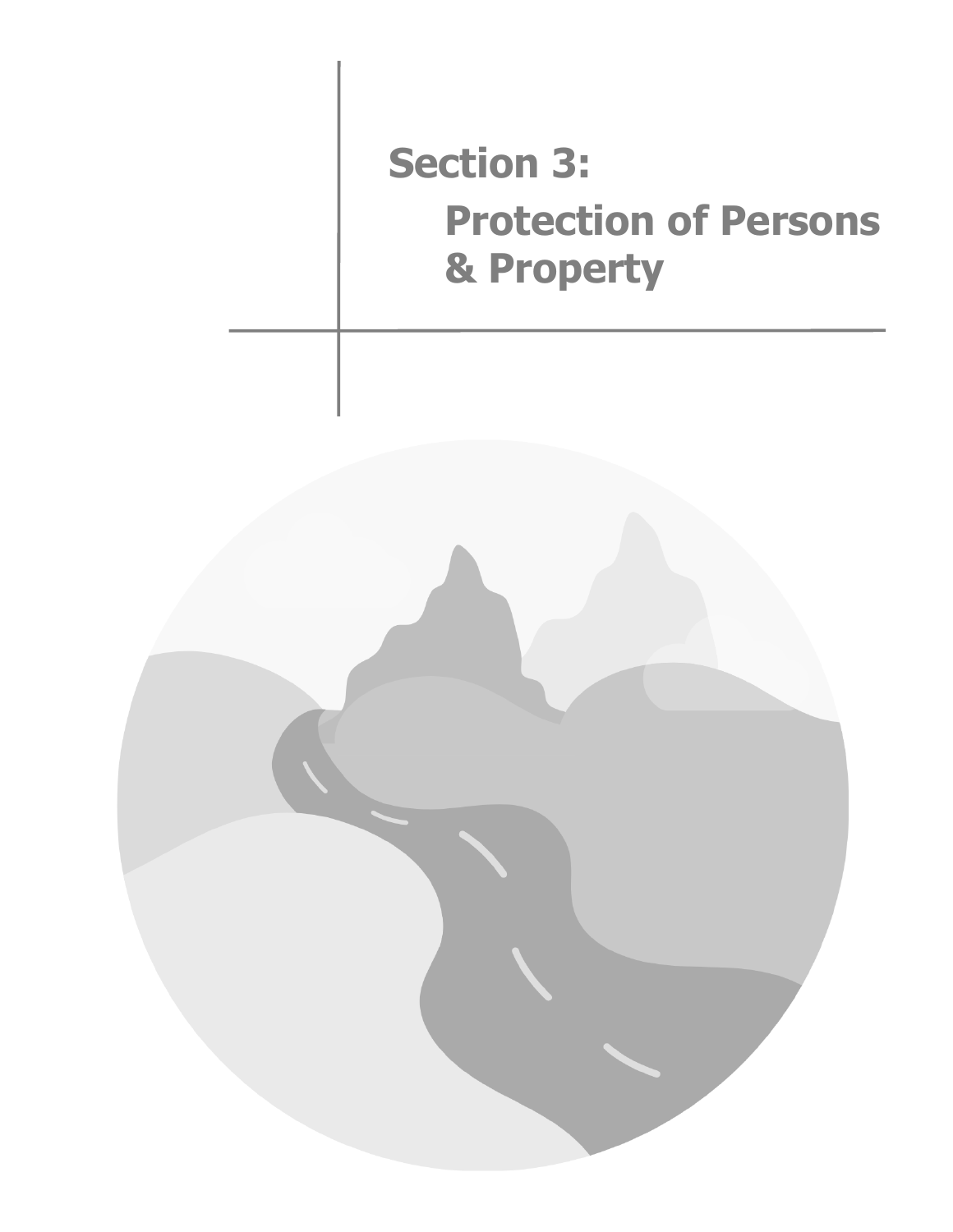# Section 3:
## Protection of Persons & Property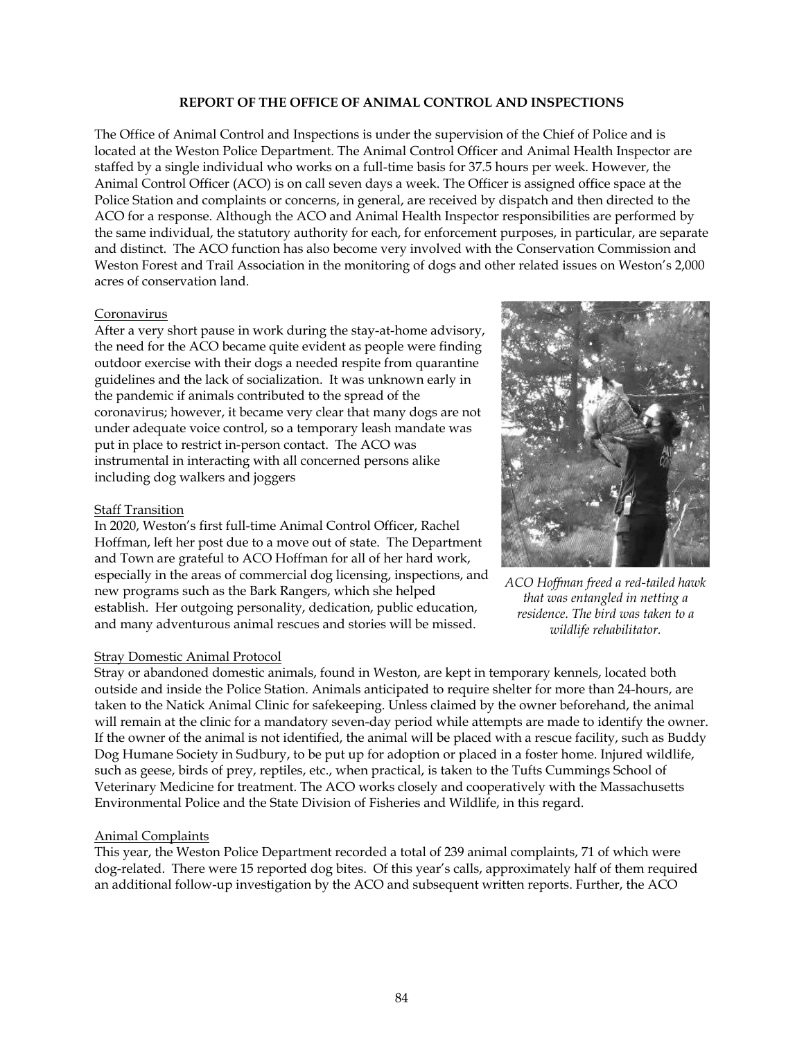**REPORT OF THE OFFICE OF ANIMAL CONTROL AND INSPECTIONS**

The Office of Animal Control and Inspections is under the supervision of the Chief of Police and is located at the Weston Police Department. The Animal Control Officer and Animal Health Inspector are staffed by a single individual who works on a full-time basis for 37.5 hours per week. However, the Animal Control Officer (ACO) is on call seven days a week. The Officer is assigned office space at the Police Station and complaints or concerns, in general, are received by dispatch and then directed to the ACO for a response. Although the ACO and Animal Health Inspector responsibilities are performed by the same individual, the statutory authority for each, for enforcement purposes, in particular, are separate and distinct. The ACO function has also become very involved with the Conservation Commission and Weston Forest and Trail Association in the monitoring of dogs and other related issues on Weston's 2,000 acres of conservation land.

Coronavirus

After a very short pause in work during the stay-at-home advisory, the need for the ACO became quite evident as people were finding outdoor exercise with their dogs a needed respite from quarantine guidelines and the lack of socialization. It was unknown early in the pandemic if animals contributed to the spread of the coronavirus; however, it became very clear that many dogs are not under adequate voice control, so a temporary leash mandate was put in place to restrict in-person contact. The ACO was instrumental in interacting with all concerned persons alike including dog walkers and joggers

Staff Transition

In 2020, Weston's first full-time Animal Control Officer, Rachel Hoffman, left her post due to a move out of state. The Department and Town are grateful to ACO Hoffman for all of her hard work, especially in the areas of commercial dog licensing, inspections, and new programs such as the Bark Rangers, which she helped establish. Her outgoing personality, dedication, public education, and many adventurous animal rescues and stories will be missed.

*ACO Hoffman freed a red-tailed hawk that was entangled in netting a residence. The bird was taken to a wildlife rehabilitator.*

Stray Domestic Animal Protocol

Stray or abandoned domestic animals, found in Weston, are kept in temporary kennels, located both outside and inside the Police Station. Animals anticipated to require shelter for more than 24-hours, are taken to the Natick Animal Clinic for safekeeping. Unless claimed by the owner beforehand, the animal will remain at the clinic for a mandatory seven-day period while attempts are made to identify the owner. If the owner of the animal is not identified, the animal will be placed with a rescue facility, such as Buddy Dog Humane Society in Sudbury, to be put up for adoption or placed in a foster home. Injured wildlife, such as geese, birds of prey, reptiles, etc., when practical, is taken to the Tufts Cummings School of Veterinary Medicine for treatment. The ACO works closely and cooperatively with the Massachusetts Environmental Police and the State Division of Fisheries and Wildlife, in this regard.

Animal Complaints

This year, the Weston Police Department recorded a total of 239 animal complaints, 71 of which were dog-related. There were 15 reported dog bites. Of this year's calls, approximately half of them required an additional follow-up investigation by the ACO and subsequent written reports. Further, the ACO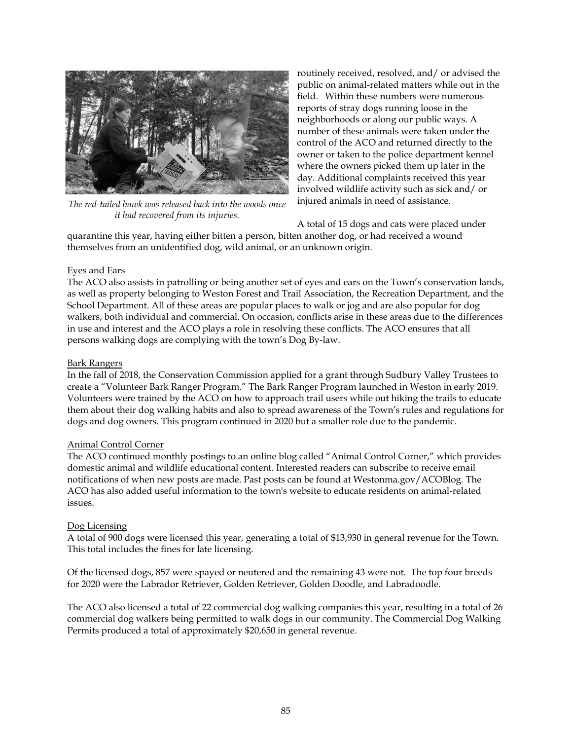routinely received, resolved, and/ or advised the public on animal-related matters while out in the field. Within these numbers were numerous reports of stray dogs running loose in the neighborhoods or along our public ways. A number of these animals were taken under the control of the ACO and returned directly to the owner or taken to the police department kennel where the owners picked them up later in the day. Additional complaints received this year involved wildlife activity such as sick and/ or injured animals in need of assistance.

*The red-tailed hawk was released back into the woods once it had recovered from its injuries.*

A total of 15 dogs and cats were placed under quarantine this year, having either bitten a person, bitten another dog, or had received a wound themselves from an unidentified dog, wild animal, or an unknown origin.

## Eyes and Ears

The ACO also assists in patrolling or being another set of eyes and ears on the Town's conservation lands, as well as property belonging to Weston Forest and Trail Association, the Recreation Department, and the School Department. All of these areas are popular places to walk or jog and are also popular for dog walkers, both individual and commercial. On occasion, conflicts arise in these areas due to the differences in use and interest and the ACO plays a role in resolving these conflicts. The ACO ensures that all persons walking dogs are complying with the town's Dog By-law.

## Bark Rangers

In the fall of 2018, the Conservation Commission applied for a grant through Sudbury Valley Trustees to create a "Volunteer Bark Ranger Program." The Bark Ranger Program launched in Weston in early 2019. Volunteers were trained by the ACO on how to approach trail users while out hiking the trails to educate them about their dog walking habits and also to spread awareness of the Town's rules and regulations for dogs and dog owners. This program continued in 2020 but a smaller role due to the pandemic.

## Animal Control Corner

The ACO continued monthly postings to an online blog called "Animal Control Corner," which provides domestic animal and wildlife educational content. Interested readers can subscribe to receive email notifications of when new posts are made. Past posts can be found at Westonma.gov/ACOBlog. The ACO has also added useful information to the town's website to educate residents on animal-related issues.

## Dog Licensing

A total of 900 dogs were licensed this year, generating a total of $13,930 in general revenue for the Town. This total includes the fines for late licensing.

Of the licensed dogs, 857 were spayed or neutered and the remaining 43 were not. The top four breeds for 2020 were the Labrador Retriever, Golden Retriever, Golden Doodle, and Labradoodle.

The ACO also licensed a total of 22 commercial dog walking companies this year, resulting in a total of 26 commercial dog walkers being permitted to walk dogs in our community. The Commercial Dog Walking Permits produced a total of approximately $20,650 in general revenue.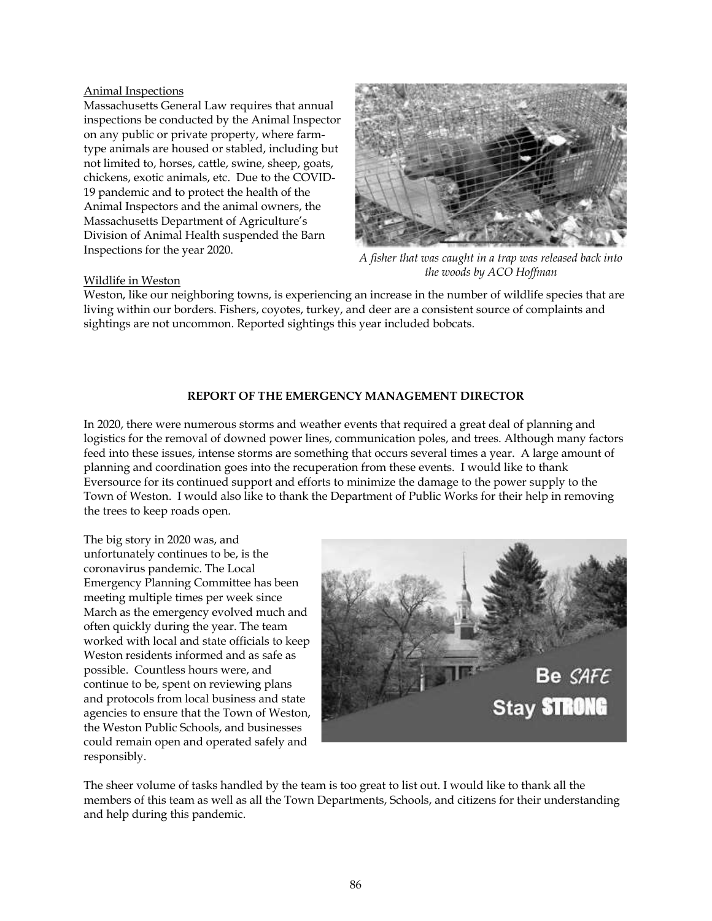Animal Inspections

Massachusetts General Law requires that annual inspections be conducted by the Animal Inspector on any public or private property, where farm-type animals are housed or stabled, including but not limited to, horses, cattle, swine, sheep, goats, chickens, exotic animals, etc. Due to the COVID-19 pandemic and to protect the health of the Animal Inspectors and the animal owners, the Massachusetts Department of Agriculture's Division of Animal Health suspended the Barn Inspections for the year 2020.

*A fisher that was caught in a trap was released back into the woods by ACO Hoffman*

Wildlife in Weston

Weston, like our neighboring towns, is experiencing an increase in the number of wildlife species that are living within our borders. Fishers, coyotes, turkey, and deer are a consistent source of complaints and sightings are not uncommon. Reported sightings this year included bobcats.

## REPORT OF THE EMERGENCY MANAGEMENT DIRECTOR

In 2020, there were numerous storms and weather events that required a great deal of planning and logistics for the removal of downed power lines, communication poles, and trees. Although many factors feed into these issues, intense storms are something that occurs several times a year. A large amount of planning and coordination goes into the recuperation from these events. I would like to thank Eversource for its continued support and efforts to minimize the damage to the power supply to the Town of Weston. I would also like to thank the Department of Public Works for their help in removing the trees to keep roads open.

The big story in 2020 was, and unfortunately continues to be, is the coronavirus pandemic. The Local Emergency Planning Committee has been meeting multiple times per week since March as the emergency evolved much and often quickly during the year. The team worked with local and state officials to keep Weston residents informed and as safe as possible. Countless hours were, and continue to be, spent on reviewing plans and protocols from local business and state agencies to ensure that the Town of Weston, the Weston Public Schools, and businesses could remain open and operated safely and responsibly.

The sheer volume of tasks handled by the team is too great to list out. I would like to thank all the members of this team as well as all the Town Departments, Schools, and citizens for their understanding and help during this pandemic.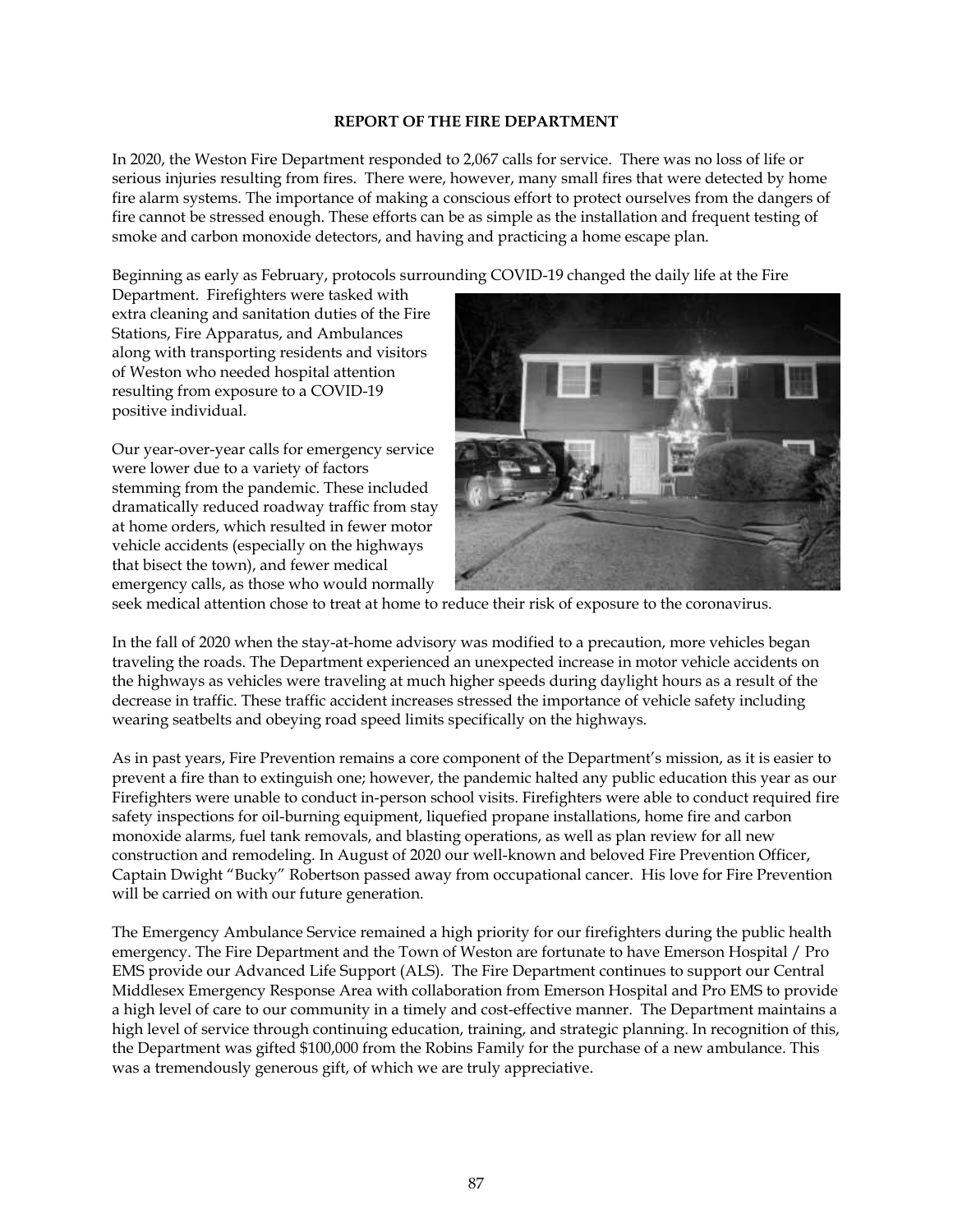**REPORT OF THE FIRE DEPARTMENT**

In 2020, the Weston Fire Department responded to 2,067 calls for service. There was no loss of life or serious injuries resulting from fires. There were, however, many small fires that were detected by home fire alarm systems. The importance of making a conscious effort to protect ourselves from the dangers of fire cannot be stressed enough. These efforts can be as simple as the installation and frequent testing of smoke and carbon monoxide detectors, and having and practicing a home escape plan.

Beginning as early as February, protocols surrounding COVID-19 changed the daily life at the Fire Department. Firefighters were tasked with extra cleaning and sanitation duties of the Fire Stations, Fire Apparatus, and Ambulances along with transporting residents and visitors of Weston who needed hospital attention resulting from exposure to a COVID-19 positive individual.

Our year-over-year calls for emergency service were lower due to a variety of factors stemming from the pandemic. These included dramatically reduced roadway traffic from stay at home orders, which resulted in fewer motor vehicle accidents (especially on the highways that bisect the town), and fewer medical emergency calls, as those who would normally seek medical attention chose to treat at home to reduce their risk of exposure to the coronavirus.

In the fall of 2020 when the stay-at-home advisory was modified to a precaution, more vehicles began traveling the roads. The Department experienced an unexpected increase in motor vehicle accidents on the highways as vehicles were traveling at much higher speeds during daylight hours as a result of the decrease in traffic. These traffic accident increases stressed the importance of vehicle safety including wearing seatbelts and obeying road speed limits specifically on the highways.

As in past years, Fire Prevention remains a core component of the Department's mission, as it is easier to prevent a fire than to extinguish one; however, the pandemic halted any public education this year as our Firefighters were unable to conduct in-person school visits. Firefighters were able to conduct required fire safety inspections for oil-burning equipment, liquefied propane installations, home fire and carbon monoxide alarms, fuel tank removals, and blasting operations, as well as plan review for all new construction and remodeling. In August of 2020 our well-known and beloved Fire Prevention Officer, Captain Dwight "Bucky" Robertson passed away from occupational cancer. His love for Fire Prevention will be carried on with our future generation.

The Emergency Ambulance Service remained a high priority for our firefighters during the public health emergency. The Fire Department and the Town of Weston are fortunate to have Emerson Hospital / Pro EMS provide our Advanced Life Support (ALS). The Fire Department continues to support our Central Middlesex Emergency Response Area with collaboration from Emerson Hospital and Pro EMS to provide a high level of care to our community in a timely and cost-effective manner. The Department maintains a high level of service through continuing education, training, and strategic planning. In recognition of this, the Department was gifted $100,000 from the Robins Family for the purchase of a new ambulance. This was a tremendously generous gift, of which we are truly appreciative.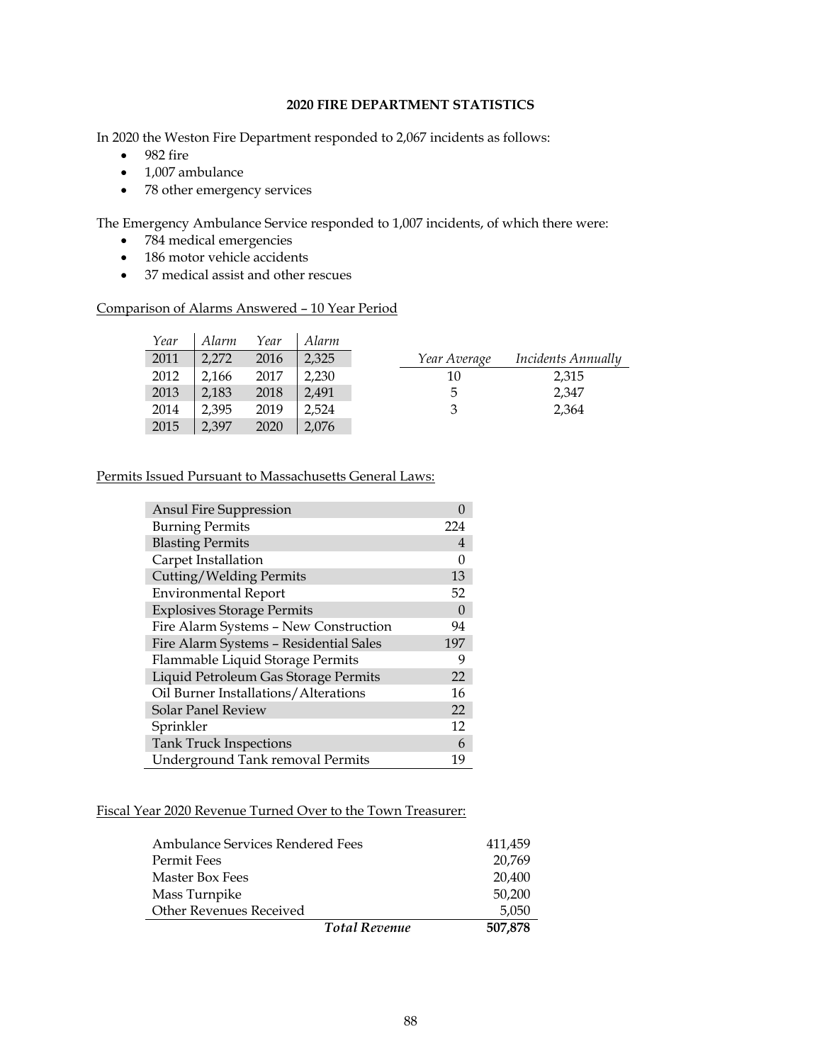## 2020 FIRE DEPARTMENT STATISTICS

In 2020 the Weston Fire Department responded to 2,067 incidents as follows:

- 982 fire
- 1,007 ambulance
- 78 other emergency services

The Emergency Ambulance Service responded to 1,007 incidents, of which there were:

- 784 medical emergencies
- 186 motor vehicle accidents
- 37 medical assist and other rescues

Comparison of Alarms Answered – 10 Year Period

| *Year* | *Alarm* | *Year* | *Alarm* |
|---|---|---|---|
| 2011 | 2,272 | 2016 | 2,325 |
| 2012 | 2,166 | 2017 | 2,230 |
| 2013 | 2,183 | 2018 | 2,491 |
| 2014 | 2,395 | 2019 | 2,524 |
| 2015 | 2,397 | 2020 | 2,076 |

| *Year Average* | *Incidents Annually* |
|---|---|
| 10 | 2,315 |
| 5 | 2,347 |
| 3 | 2,364 |

Permits Issued Pursuant to Massachusetts General Laws:

| Permit | Count |
|---|---|
| Ansul Fire Suppression | 0 |
| Burning Permits | 224 |
| Blasting Permits | 4 |
| Carpet Installation | 0 |
| Cutting/Welding Permits | 13 |
| Environmental Report | 52 |
| Explosives Storage Permits | 0 |
| Fire Alarm Systems – New Construction | 94 |
| Fire Alarm Systems – Residential Sales | 197 |
| Flammable Liquid Storage Permits | 9 |
| Liquid Petroleum Gas Storage Permits | 22 |
| Oil Burner Installations/Alterations | 16 |
| Solar Panel Review | 22 |
| Sprinkler | 12 |
| Tank Truck Inspections | 6 |
| Underground Tank removal Permits | 19 |

Fiscal Year 2020 Revenue Turned Over to the Town Treasurer:

| Source | Amount |
|---|---|
| Ambulance Services Rendered Fees | 411,459 |
| Permit Fees | 20,769 |
| Master Box Fees | 20,400 |
| Mass Turnpike | 50,200 |
| Other Revenues Received | 5,050 |
| ***Total Revenue*** | **507,878** |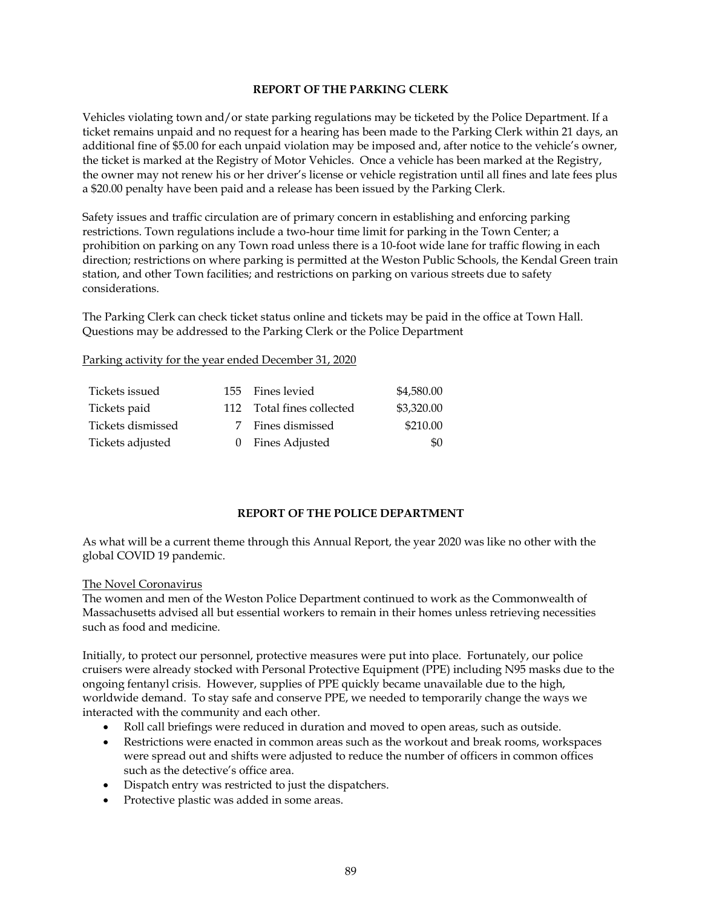## REPORT OF THE PARKING CLERK

Vehicles violating town and/or state parking regulations may be ticketed by the Police Department. If a ticket remains unpaid and no request for a hearing has been made to the Parking Clerk within 21 days, an additional fine of $5.00 for each unpaid violation may be imposed and, after notice to the vehicle's owner, the ticket is marked at the Registry of Motor Vehicles. Once a vehicle has been marked at the Registry, the owner may not renew his or her driver's license or vehicle registration until all fines and late fees plus a $20.00 penalty have been paid and a release has been issued by the Parking Clerk.

Safety issues and traffic circulation are of primary concern in establishing and enforcing parking restrictions. Town regulations include a two-hour time limit for parking in the Town Center; a prohibition on parking on any Town road unless there is a 10-foot wide lane for traffic flowing in each direction; restrictions on where parking is permitted at the Weston Public Schools, the Kendal Green train station, and other Town facilities; and restrictions on parking on various streets due to safety considerations.

The Parking Clerk can check ticket status online and tickets may be paid in the office at Town Hall. Questions may be addressed to the Parking Clerk or the Police Department

Parking activity for the year ended December 31, 2020

| | | | |
|---|---|---|---|
| Tickets issued | 155 | Fines levied | $4,580.00 |
| Tickets paid | 112 | Total fines collected | $3,320.00 |
| Tickets dismissed | 7 | Fines dismissed | $210.00 |
| Tickets adjusted | 0 | Fines Adjusted | $0 |

## REPORT OF THE POLICE DEPARTMENT

As what will be a current theme through this Annual Report, the year 2020 was like no other with the global COVID 19 pandemic.

The Novel Coronavirus

The women and men of the Weston Police Department continued to work as the Commonwealth of Massachusetts advised all but essential workers to remain in their homes unless retrieving necessities such as food and medicine.

Initially, to protect our personnel, protective measures were put into place. Fortunately, our police cruisers were already stocked with Personal Protective Equipment (PPE) including N95 masks due to the ongoing fentanyl crisis. However, supplies of PPE quickly became unavailable due to the high, worldwide demand. To stay safe and conserve PPE, we needed to temporarily change the ways we interacted with the community and each other.

- Roll call briefings were reduced in duration and moved to open areas, such as outside.
- Restrictions were enacted in common areas such as the workout and break rooms, workspaces were spread out and shifts were adjusted to reduce the number of officers in common offices such as the detective's office area.
- Dispatch entry was restricted to just the dispatchers.
- Protective plastic was added in some areas.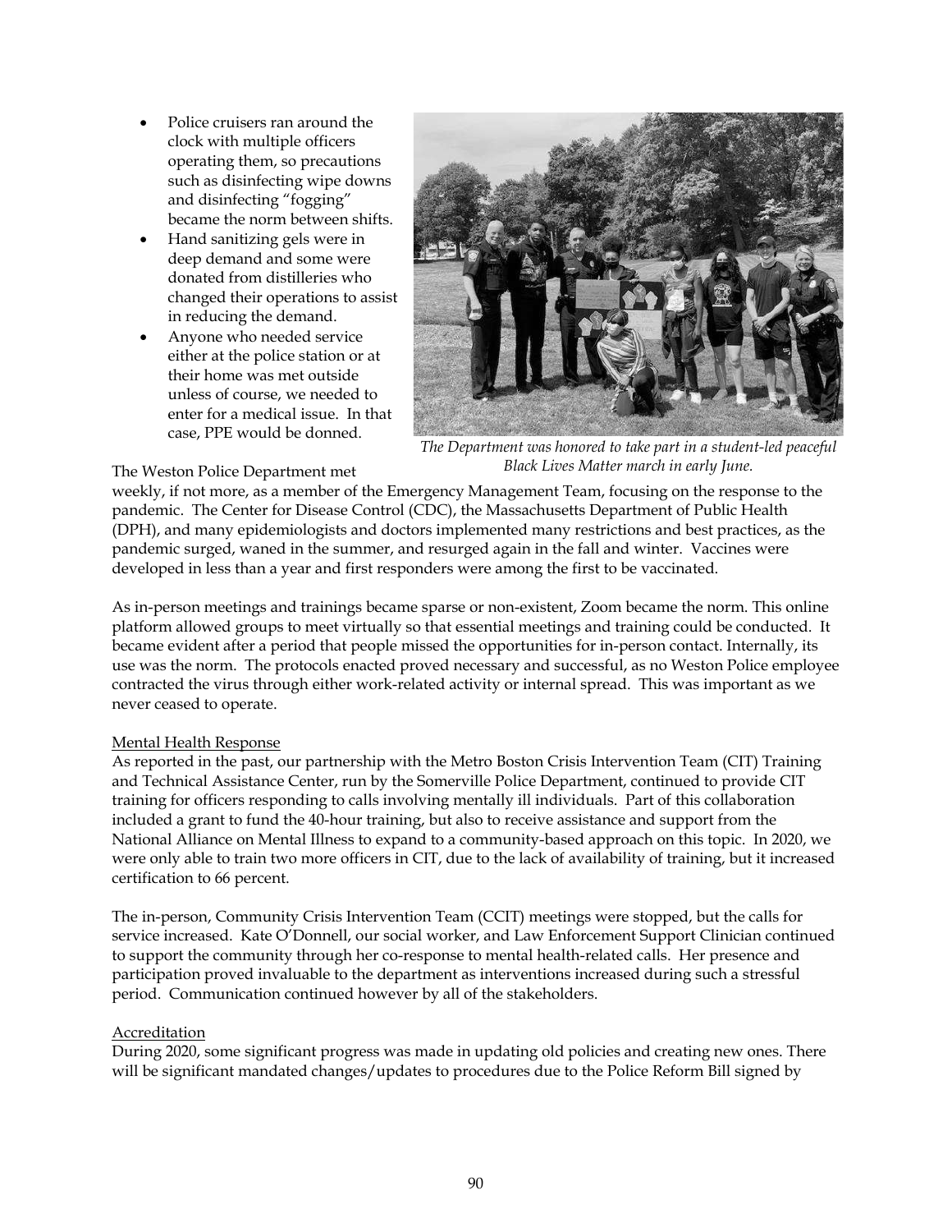- Police cruisers ran around the clock with multiple officers operating them, so precautions such as disinfecting wipe downs and disinfecting "fogging" became the norm between shifts.
- Hand sanitizing gels were in deep demand and some were donated from distilleries who changed their operations to assist in reducing the demand.
- Anyone who needed service either at the police station or at their home was met outside unless of course, we needed to enter for a medical issue. In that case, PPE would be donned.

*The Department was honored to take part in a student-led peaceful Black Lives Matter march in early June.*

The Weston Police Department met weekly, if not more, as a member of the Emergency Management Team, focusing on the response to the pandemic. The Center for Disease Control (CDC), the Massachusetts Department of Public Health (DPH), and many epidemiologists and doctors implemented many restrictions and best practices, as the pandemic surged, waned in the summer, and resurged again in the fall and winter. Vaccines were developed in less than a year and first responders were among the first to be vaccinated.

As in-person meetings and trainings became sparse or non-existent, Zoom became the norm. This online platform allowed groups to meet virtually so that essential meetings and training could be conducted. It became evident after a period that people missed the opportunities for in-person contact. Internally, its use was the norm. The protocols enacted proved necessary and successful, as no Weston Police employee contracted the virus through either work-related activity or internal spread. This was important as we never ceased to operate.

Mental Health Response

As reported in the past, our partnership with the Metro Boston Crisis Intervention Team (CIT) Training and Technical Assistance Center, run by the Somerville Police Department, continued to provide CIT training for officers responding to calls involving mentally ill individuals. Part of this collaboration included a grant to fund the 40-hour training, but also to receive assistance and support from the National Alliance on Mental Illness to expand to a community-based approach on this topic. In 2020, we were only able to train two more officers in CIT, due to the lack of availability of training, but it increased certification to 66 percent.

The in-person, Community Crisis Intervention Team (CCIT) meetings were stopped, but the calls for service increased. Kate O'Donnell, our social worker, and Law Enforcement Support Clinician continued to support the community through her co-response to mental health-related calls. Her presence and participation proved invaluable to the department as interventions increased during such a stressful period. Communication continued however by all of the stakeholders.

Accreditation

During 2020, some significant progress was made in updating old policies and creating new ones. There will be significant mandated changes/updates to procedures due to the Police Reform Bill signed by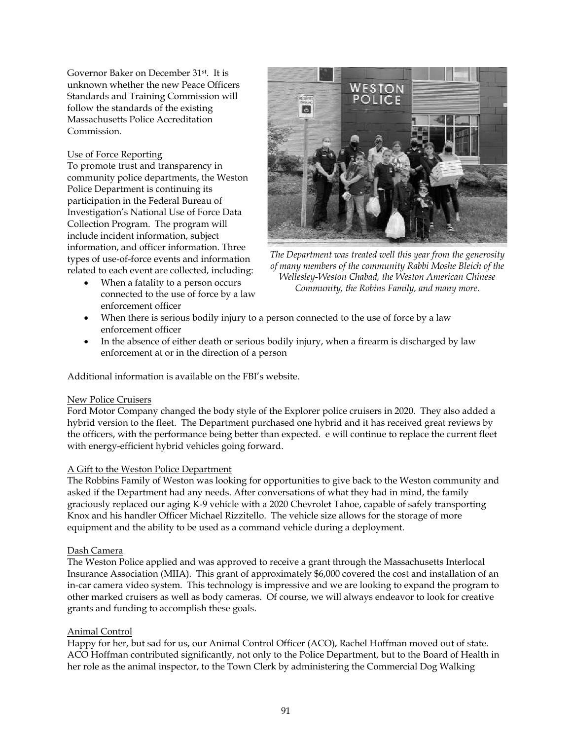Governor Baker on December 31st. It is unknown whether the new Peace Officers Standards and Training Commission will follow the standards of the existing Massachusetts Police Accreditation Commission.

Use of Force Reporting

To promote trust and transparency in community police departments, the Weston Police Department is continuing its participation in the Federal Bureau of Investigation's National Use of Force Data Collection Program. The program will include incident information, subject information, and officer information. Three types of use-of-force events and information related to each event are collected, including:

- When a fatality to a person occurs connected to the use of force by a law enforcement officer
- When there is serious bodily injury to a person connected to the use of force by a law enforcement officer
- In the absence of either death or serious bodily injury, when a firearm is discharged by law enforcement at or in the direction of a person

*The Department was treated well this year from the generosity of many members of the community Rabbi Moshe Bleich of the Wellesley-Weston Chabad, the Weston American Chinese Community, the Robins Family, and many more.*

Additional information is available on the FBI's website.

New Police Cruisers

Ford Motor Company changed the body style of the Explorer police cruisers in 2020. They also added a hybrid version to the fleet. The Department purchased one hybrid and it has received great reviews by the officers, with the performance being better than expected. e will continue to replace the current fleet with energy-efficient hybrid vehicles going forward.

A Gift to the Weston Police Department

The Robbins Family of Weston was looking for opportunities to give back to the Weston community and asked if the Department had any needs. After conversations of what they had in mind, the family graciously replaced our aging K-9 vehicle with a 2020 Chevrolet Tahoe, capable of safely transporting Knox and his handler Officer Michael Rizzitello. The vehicle size allows for the storage of more equipment and the ability to be used as a command vehicle during a deployment.

Dash Camera

The Weston Police applied and was approved to receive a grant through the Massachusetts Interlocal Insurance Association (MIIA). This grant of approximately $6,000 covered the cost and installation of an in-car camera video system. This technology is impressive and we are looking to expand the program to other marked cruisers as well as body cameras. Of course, we will always endeavor to look for creative grants and funding to accomplish these goals.

Animal Control

Happy for her, but sad for us, our Animal Control Officer (ACO), Rachel Hoffman moved out of state. ACO Hoffman contributed significantly, not only to the Police Department, but to the Board of Health in her role as the animal inspector, to the Town Clerk by administering the Commercial Dog Walking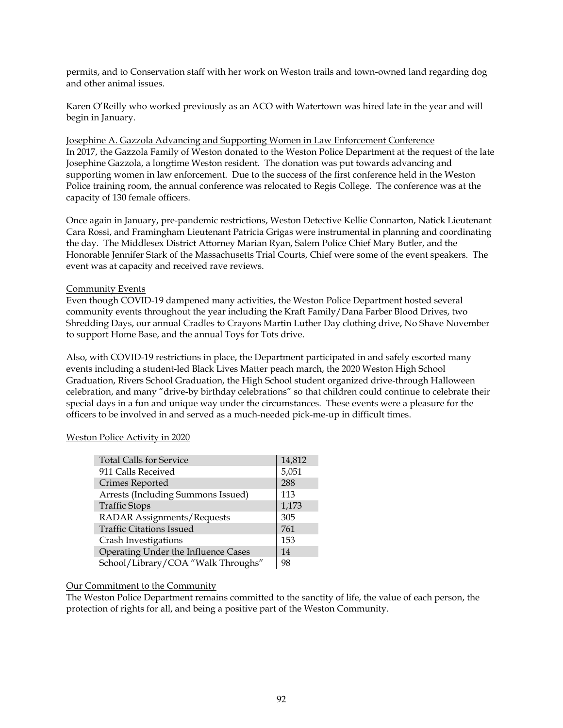permits, and to Conservation staff with her work on Weston trails and town-owned land regarding dog and other animal issues.

Karen O'Reilly who worked previously as an ACO with Watertown was hired late in the year and will begin in January.

Josephine A. Gazzola Advancing and Supporting Women in Law Enforcement Conference

In 2017, the Gazzola Family of Weston donated to the Weston Police Department at the request of the late Josephine Gazzola, a longtime Weston resident. The donation was put towards advancing and supporting women in law enforcement. Due to the success of the first conference held in the Weston Police training room, the annual conference was relocated to Regis College. The conference was at the capacity of 130 female officers.

Once again in January, pre-pandemic restrictions, Weston Detective Kellie Connarton, Natick Lieutenant Cara Rossi, and Framingham Lieutenant Patricia Grigas were instrumental in planning and coordinating the day. The Middlesex District Attorney Marian Ryan, Salem Police Chief Mary Butler, and the Honorable Jennifer Stark of the Massachusetts Trial Courts, Chief were some of the event speakers. The event was at capacity and received rave reviews.

Community Events

Even though COVID-19 dampened many activities, the Weston Police Department hosted several community events throughout the year including the Kraft Family/Dana Farber Blood Drives, two Shredding Days, our annual Cradles to Crayons Martin Luther Day clothing drive, No Shave November to support Home Base, and the annual Toys for Tots drive.

Also, with COVID-19 restrictions in place, the Department participated in and safely escorted many events including a student-led Black Lives Matter peach march, the 2020 Weston High School Graduation, Rivers School Graduation, the High School student organized drive-through Halloween celebration, and many "drive-by birthday celebrations" so that children could continue to celebrate their special days in a fun and unique way under the circumstances. These events were a pleasure for the officers to be involved in and served as a much-needed pick-me-up in difficult times.

Weston Police Activity in 2020

| | |
|---|---|
| Total Calls for Service | 14,812 |
| 911 Calls Received | 5,051 |
| Crimes Reported | 288 |
| Arrests (Including Summons Issued) | 113 |
| Traffic Stops | 1,173 |
| RADAR Assignments/Requests | 305 |
| Traffic Citations Issued | 761 |
| Crash Investigations | 153 |
| Operating Under the Influence Cases | 14 |
| School/Library/COA "Walk Throughs" | 98 |

Our Commitment to the Community

The Weston Police Department remains committed to the sanctity of life, the value of each person, the protection of rights for all, and being a positive part of the Weston Community.